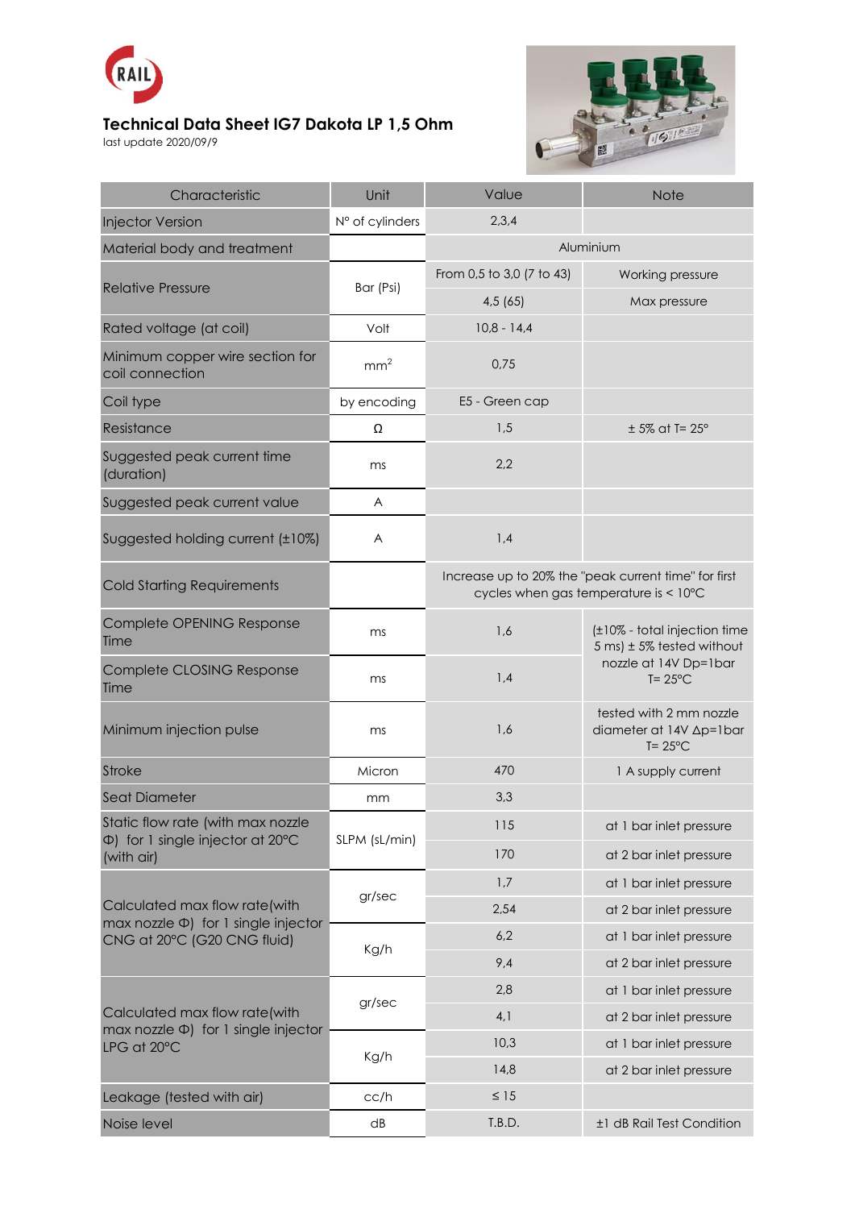RAIL

# Technical Data Sheet IG7 Dakota LP 1,5 Ohm

last update 2020/09/9

| Characteristic | Unit | Value | Note |
|---|---|---|---|
| Injector Version | N° of cylinders | 2,3,4 | |
| Material body and treatment | | Aluminium | |
| Relative Pressure | Bar (Psi) | From 0,5 to 3,0 (7 to 43) | Working pressure |
| | | 4,5 (65) | Max pressure |
| Rated voltage (at coil) | Volt | 10,8 - 14,4 | |
| Minimum copper wire section for coil connection | $mm^2$ | 0,75 | |
| Coil type | by encoding | E5 - Green cap | |
| Resistance | Ω | 1,5 | ± 5% at T= 25° |
| Suggested peak current time (duration) | ms | 2,2 | |
| Suggested peak current value | A | | |
| Suggested holding current (±10%) | A | 1,4 | |
| Cold Starting Requirements | | Increase up to 20% the "peak current time" for first cycles when gas temperature is < 10°C | |
| Complete OPENING Response Time | ms | 1,6 | (±10% - total injection time 5 ms) ± 5% tested without nozzle at 14V Dp=1bar T= 25°C |
| Complete CLOSING Response Time | ms | 1,4 | |
| Minimum injection pulse | ms | 1,6 | tested with 2 mm nozzle diameter at 14V Δp=1bar T= 25°C |
| Stroke | Micron | 470 | 1 A supply current |
| Seat Diameter | mm | 3,3 | |
| Static flow rate (with max nozzle Φ) for 1 single injector at 20°C (with air) | SLPM (sL/min) | 115 | at 1 bar inlet pressure |
| | | 170 | at 2 bar inlet pressure |
| Calculated max flow rate(with max nozzle Φ) for 1 single injector CNG at 20°C (G20 CNG fluid) | gr/sec | 1,7 | at 1 bar inlet pressure |
| | | 2,54 | at 2 bar inlet pressure |
| | Kg/h | 6,2 | at 1 bar inlet pressure |
| | | 9,4 | at 2 bar inlet pressure |
| Calculated max flow rate(with max nozzle Φ) for 1 single injector LPG at 20°C | gr/sec | 2,8 | at 1 bar inlet pressure |
| | | 4,1 | at 2 bar inlet pressure |
| | Kg/h | 10,3 | at 1 bar inlet pressure |
| | | 14,8 | at 2 bar inlet pressure |
| Leakage (tested with air) | cc/h | ≤ 15 | |
| Noise level | dB | T.B.D. | ±1 dB Rail Test Condition |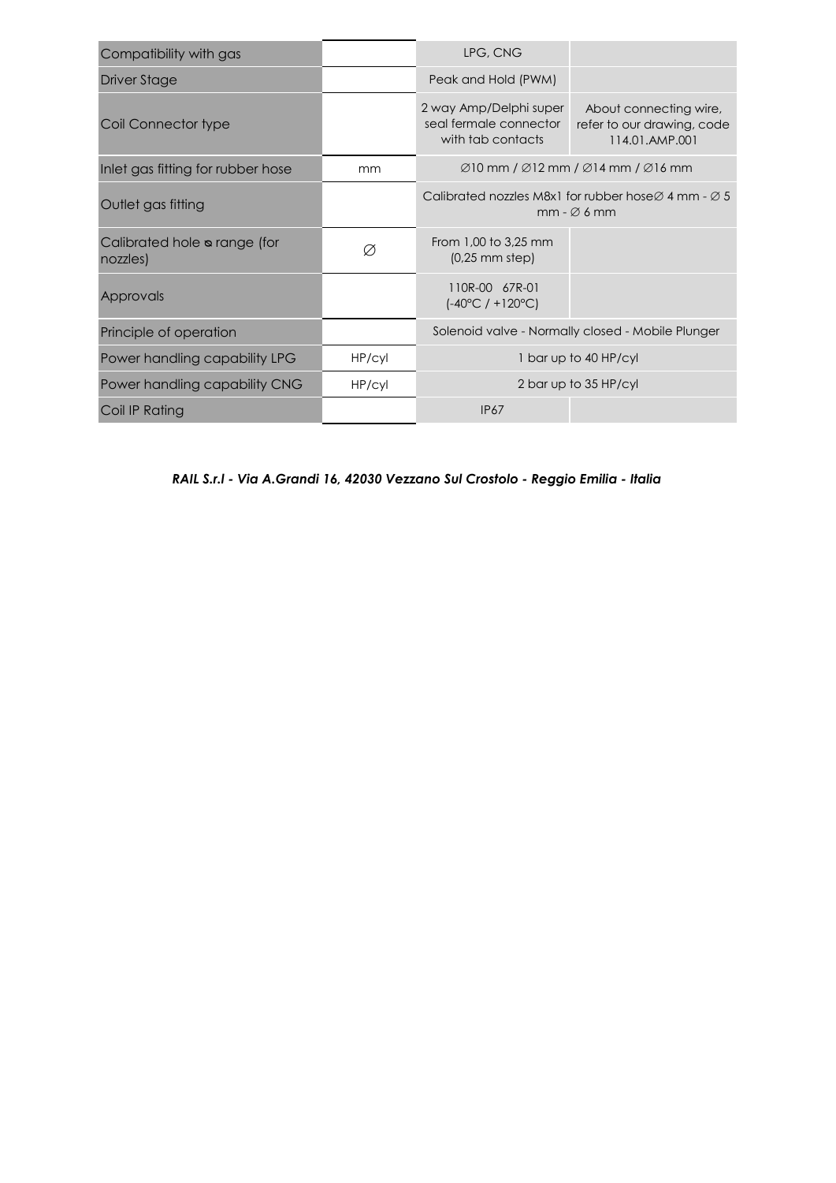| | | | |
|---|---|---|---|
| Compatibility with gas | | LPG, CNG | |
| Driver Stage | | Peak and Hold (PWM) | |
| Coil Connector type | | 2 way Amp/Delphi super seal fermale connector with tab contacts | About connecting wire, refer to our drawing, code 114.01.AMP.001 |
| Inlet gas fitting for rubber hose | mm | ∅10 mm / ∅12 mm / ∅14 mm / ∅16 mm | |
| Outlet gas fitting | | Calibrated nozzles M8x1 for rubber hose∅ 4 mm - ∅ 5 mm - ∅ 6 mm | |
| Calibrated hole ∅ range (for nozzles) | ∅ | From 1,00 to 3,25 mm (0,25 mm step) | |
| Approvals | | 110R-00 67R-01 (-40°C / +120°C) | |
| Principle of operation | | Solenoid valve - Normally closed - Mobile Plunger | |
| Power handling capability LPG | HP/cyl | 1 bar up to 40 HP/cyl | |
| Power handling capability CNG | HP/cyl | 2 bar up to 35 HP/cyl | |
| Coil IP Rating | | IP67 | |

***RAIL S.r.l - Via A.Grandi 16, 42030 Vezzano Sul Crostolo - Reggio Emilia - Italia***